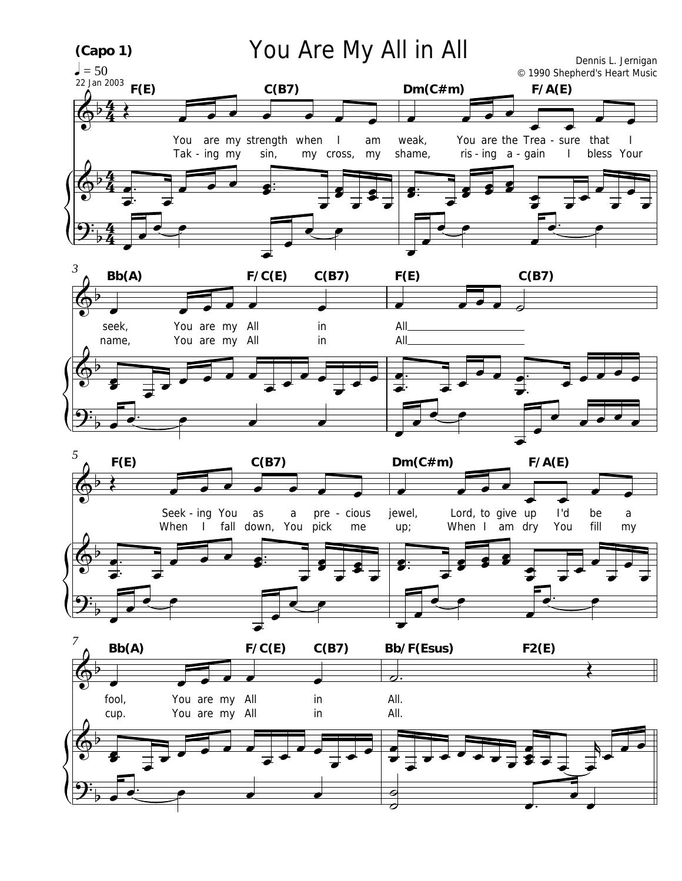# You Are My All in All

**(Capo 1)**

♩ = 50

22 Jan 2003

Dennis L. Jernigan
© 1990 Shepherd's Heart Music

F(E) C(B7) Dm(C#m) F/A(E)

You are my strength when I am weak, You are the Trea-sure that I
Tak-ing my sin, my cross, my shame, ris-ing a-gain I bless Your

Bb(A) F/C(E) C(B7) F(E) C(B7)

seek, You are my All in All
name, You are my All in All

F(E) C(B7) Dm(C#m) F/A(E)

Seek-ing You as a pre-cious jewel, Lord, to give up I'd be a
When I fall down, You pick me up; When I am dry You fill my

Bb(A) F/C(E) C(B7) Bb/F(Esus) F2(E)

fool, You are my All in All.
cup. You are my All in All.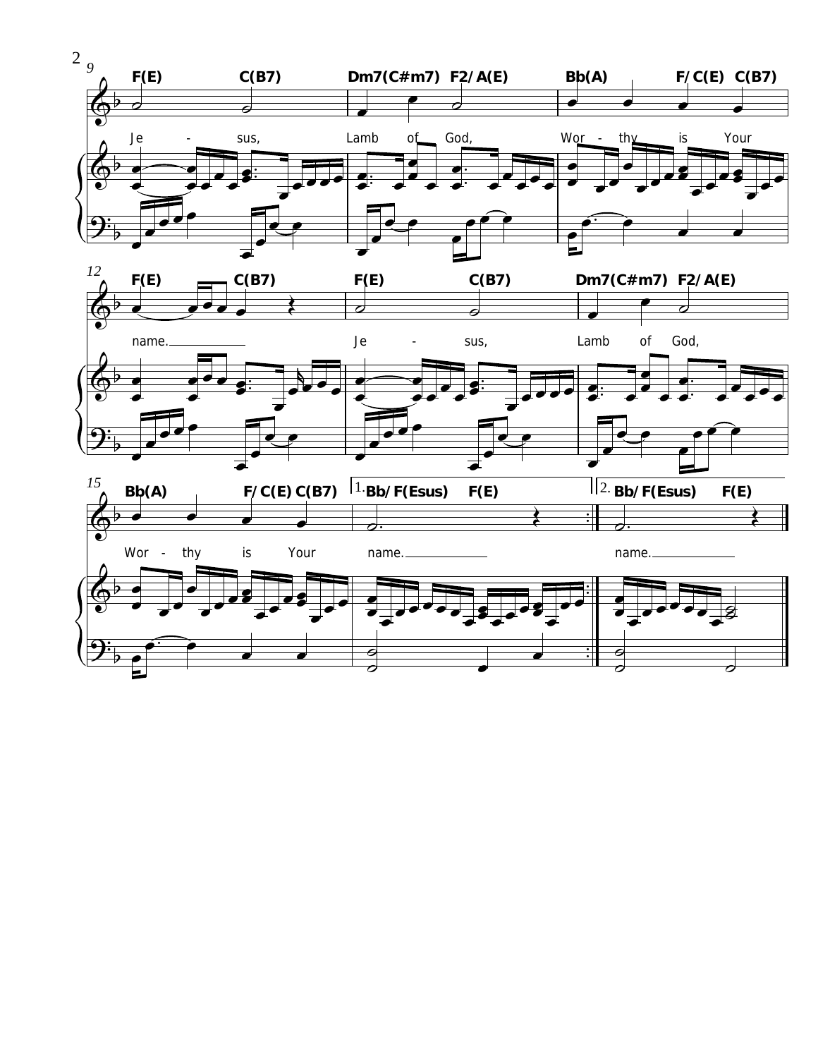F(E) C(B7) Dm7(C#m7) F2/A(E) Bb(A) F/C(E) C(B7)

Je - sus, Lamb of God, Wor - thy is Your

F(E) C(B7) F(E) C(B7) Dm7(C#m7) F2/A(E)

name. Je - sus, Lamb of God,

Bb(A) F/C(E) C(B7) 1. Bb/F(Esus) F(E) 2. Bb/F(Esus) F(E)

Wor - thy is Your name. name.